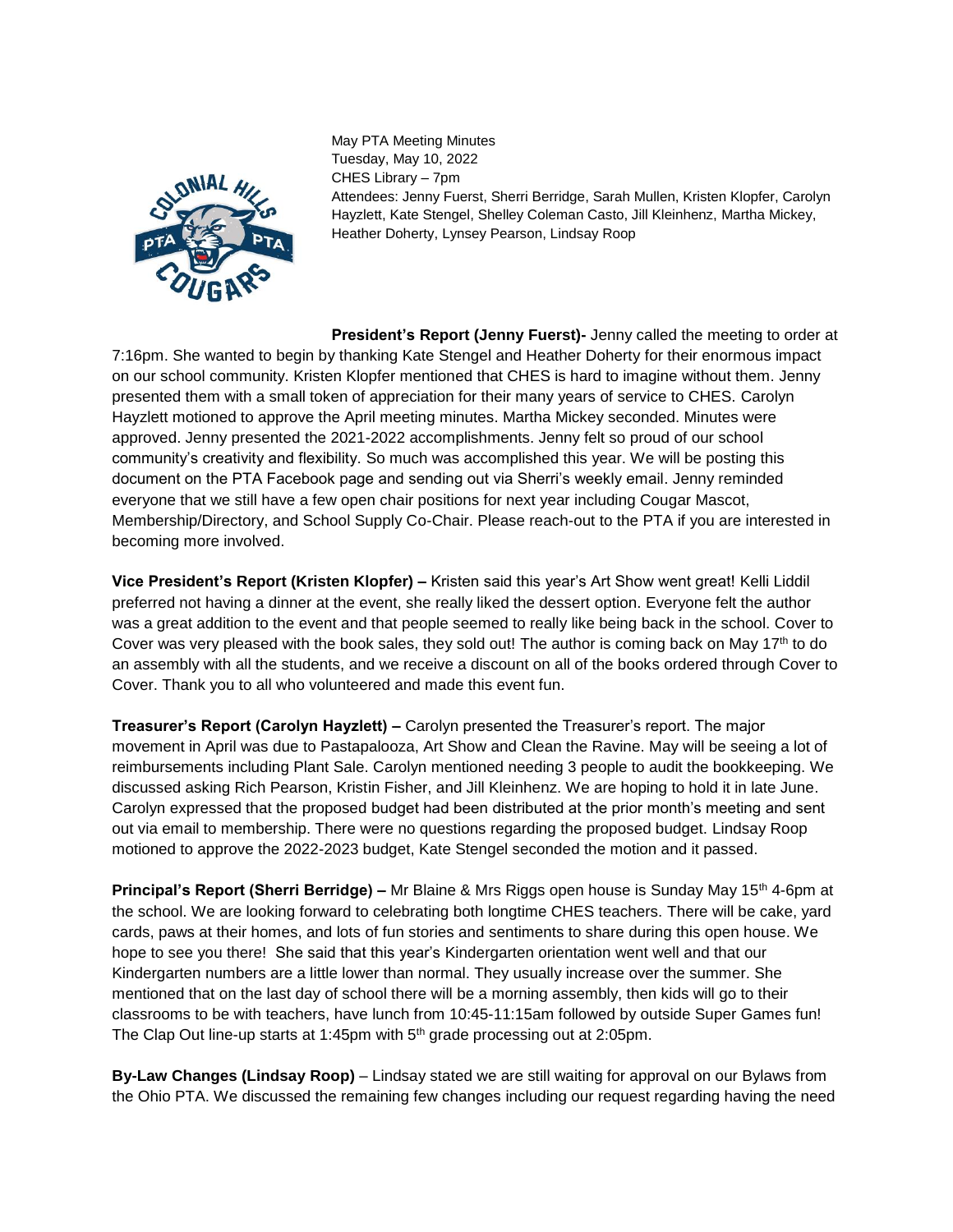May PTA Meeting Minutes
Tuesday, May 10, 2022
CHES Library – 7pm
Attendees: Jenny Fuerst, Sherri Berridge, Sarah Mullen, Kristen Klopfer, Carolyn Hayzlett, Kate Stengel, Shelley Coleman Casto, Jill Kleinhenz, Martha Mickey, Heather Doherty, Lynsey Pearson, Lindsay Roop

**President's Report (Jenny Fuerst)-** Jenny called the meeting to order at 7:16pm. She wanted to begin by thanking Kate Stengel and Heather Doherty for their enormous impact on our school community. Kristen Klopfer mentioned that CHES is hard to imagine without them. Jenny presented them with a small token of appreciation for their many years of service to CHES. Carolyn Hayzlett motioned to approve the April meeting minutes. Martha Mickey seconded. Minutes were approved. Jenny presented the 2021-2022 accomplishments. Jenny felt so proud of our school community's creativity and flexibility. So much was accomplished this year. We will be posting this document on the PTA Facebook page and sending out via Sherri's weekly email. Jenny reminded everyone that we still have a few open chair positions for next year including Cougar Mascot, Membership/Directory, and School Supply Co-Chair. Please reach-out to the PTA if you are interested in becoming more involved.

**Vice President's Report (Kristen Klopfer) –** Kristen said this year's Art Show went great! Kelli Liddil preferred not having a dinner at the event, she really liked the dessert option. Everyone felt the author was a great addition to the event and that people seemed to really like being back in the school. Cover to Cover was very pleased with the book sales, they sold out! The author is coming back on May 17th to do an assembly with all the students, and we receive a discount on all of the books ordered through Cover to Cover. Thank you to all who volunteered and made this event fun.

**Treasurer's Report (Carolyn Hayzlett) –** Carolyn presented the Treasurer's report. The major movement in April was due to Pastapalooza, Art Show and Clean the Ravine. May will be seeing a lot of reimbursements including Plant Sale. Carolyn mentioned needing 3 people to audit the bookkeeping. We discussed asking Rich Pearson, Kristin Fisher, and Jill Kleinhenz. We are hoping to hold it in late June. Carolyn expressed that the proposed budget had been distributed at the prior month's meeting and sent out via email to membership. There were no questions regarding the proposed budget. Lindsay Roop motioned to approve the 2022-2023 budget, Kate Stengel seconded the motion and it passed.

**Principal's Report (Sherri Berridge) –** Mr Blaine & Mrs Riggs open house is Sunday May 15th 4-6pm at the school. We are looking forward to celebrating both longtime CHES teachers. There will be cake, yard cards, paws at their homes, and lots of fun stories and sentiments to share during this open house. We hope to see you there! She said that this year's Kindergarten orientation went well and that our Kindergarten numbers are a little lower than normal. They usually increase over the summer. She mentioned that on the last day of school there will be a morning assembly, then kids will go to their classrooms to be with teachers, have lunch from 10:45-11:15am followed by outside Super Games fun! The Clap Out line-up starts at 1:45pm with 5th grade processing out at 2:05pm.

**By-Law Changes (Lindsay Roop)** – Lindsay stated we are still waiting for approval on our Bylaws from the Ohio PTA. We discussed the remaining few changes including our request regarding having the need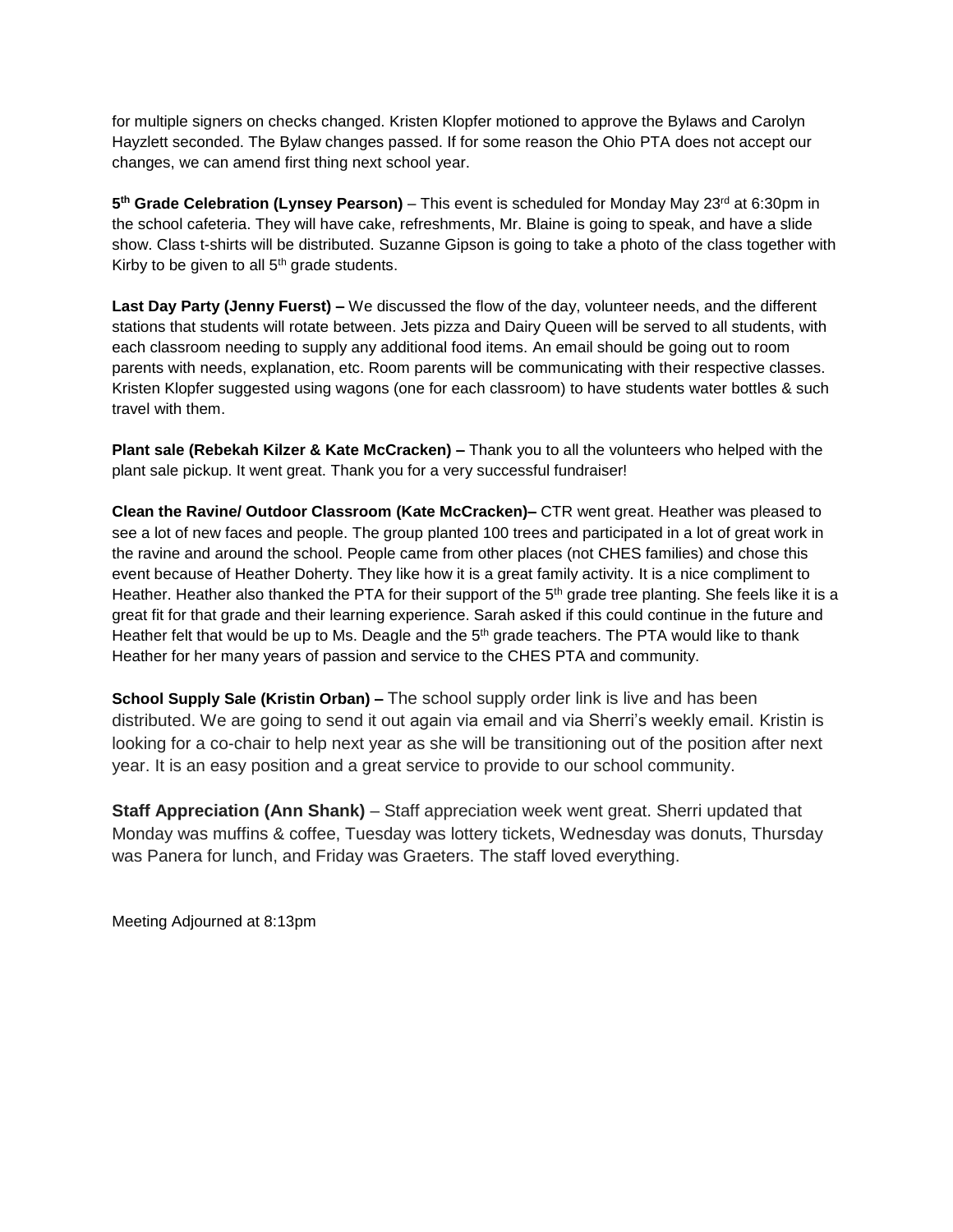for multiple signers on checks changed. Kristen Klopfer motioned to approve the Bylaws and Carolyn Hayzlett seconded. The Bylaw changes passed. If for some reason the Ohio PTA does not accept our changes, we can amend first thing next school year.

**5th Grade Celebration (Lynsey Pearson)** – This event is scheduled for Monday May 23rd at 6:30pm in the school cafeteria. They will have cake, refreshments, Mr. Blaine is going to speak, and have a slide show. Class t-shirts will be distributed. Suzanne Gipson is going to take a photo of the class together with Kirby to be given to all 5th grade students.

**Last Day Party (Jenny Fuerst) –** We discussed the flow of the day, volunteer needs, and the different stations that students will rotate between. Jets pizza and Dairy Queen will be served to all students, with each classroom needing to supply any additional food items. An email should be going out to room parents with needs, explanation, etc. Room parents will be communicating with their respective classes. Kristen Klopfer suggested using wagons (one for each classroom) to have students water bottles & such travel with them.

**Plant sale (Rebekah Kilzer & Kate McCracken) –** Thank you to all the volunteers who helped with the plant sale pickup. It went great. Thank you for a very successful fundraiser!

**Clean the Ravine/ Outdoor Classroom (Kate McCracken)–** CTR went great. Heather was pleased to see a lot of new faces and people. The group planted 100 trees and participated in a lot of great work in the ravine and around the school. People came from other places (not CHES families) and chose this event because of Heather Doherty. They like how it is a great family activity. It is a nice compliment to Heather. Heather also thanked the PTA for their support of the 5th grade tree planting. She feels like it is a great fit for that grade and their learning experience. Sarah asked if this could continue in the future and Heather felt that would be up to Ms. Deagle and the 5th grade teachers. The PTA would like to thank Heather for her many years of passion and service to the CHES PTA and community.

**School Supply Sale (Kristin Orban) –** The school supply order link is live and has been distributed. We are going to send it out again via email and via Sherri's weekly email. Kristin is looking for a co-chair to help next year as she will be transitioning out of the position after next year. It is an easy position and a great service to provide to our school community.

**Staff Appreciation (Ann Shank)** – Staff appreciation week went great. Sherri updated that Monday was muffins & coffee, Tuesday was lottery tickets, Wednesday was donuts, Thursday was Panera for lunch, and Friday was Graeters. The staff loved everything.

Meeting Adjourned at 8:13pm